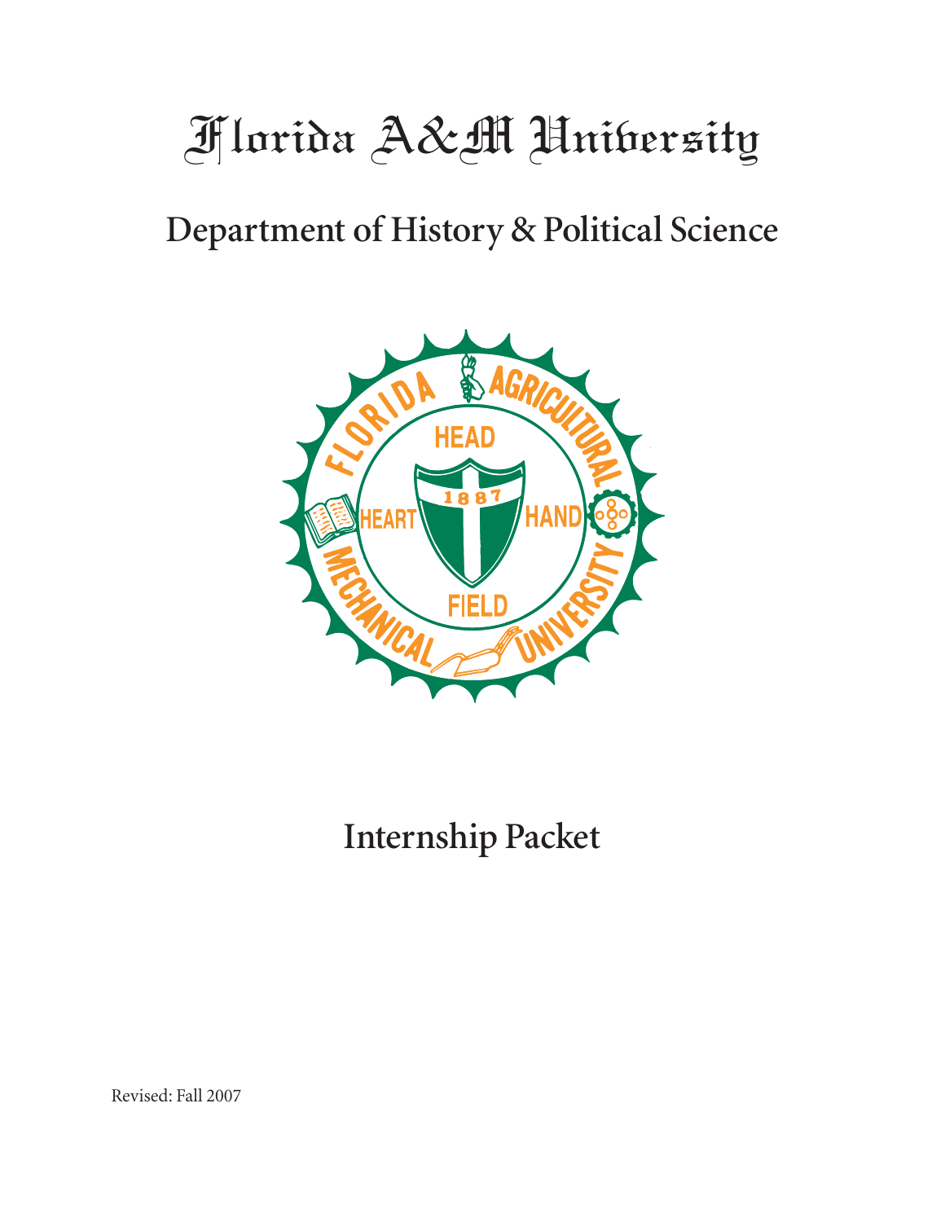# Florida A&M University

## Department of History & Political Science

## Internship Packet

Revised: Fall 2007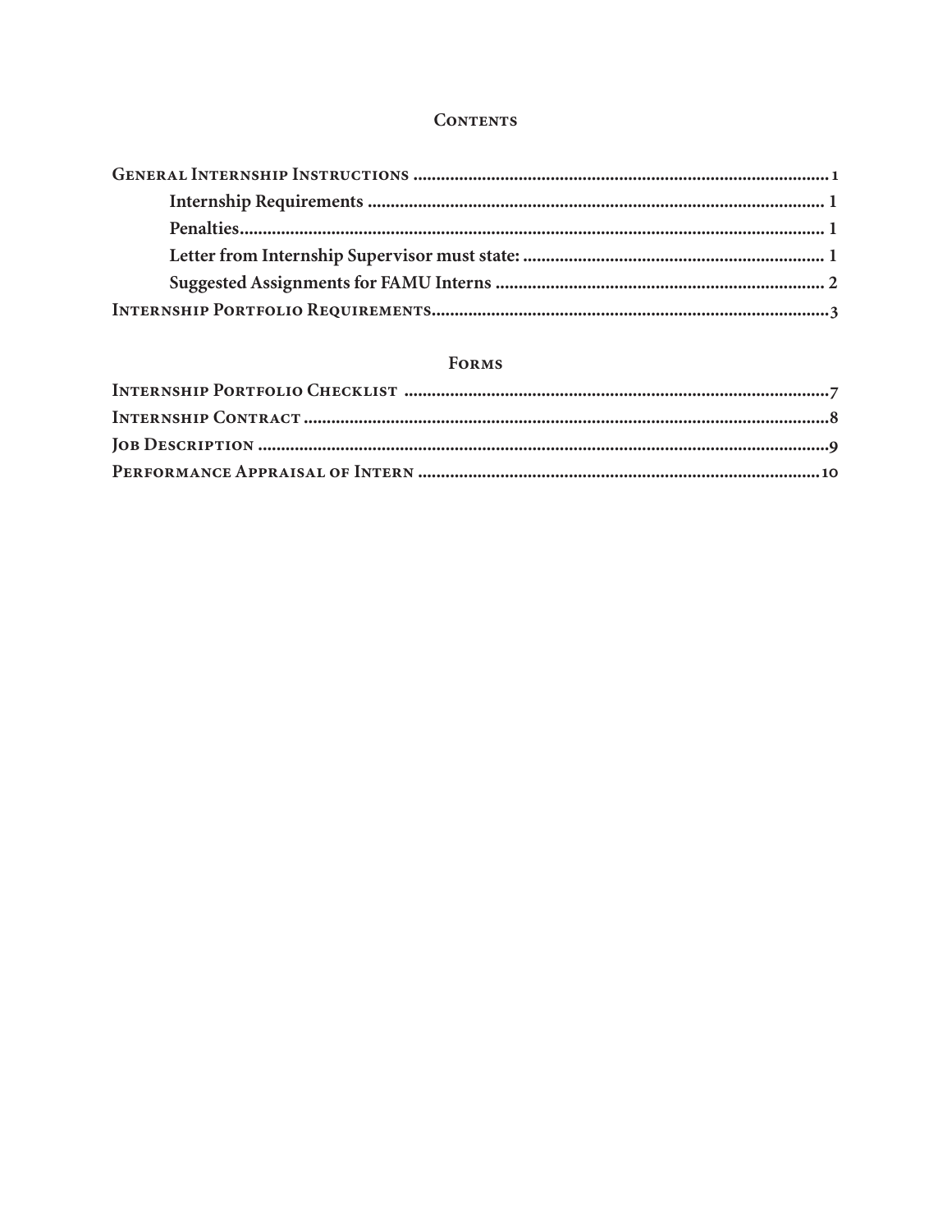# Contents

**General Internship Instructions** .......... 1

- **Internship Requirements** .......... 1
- **Penalties** .......... 1
- **Letter from Internship Supervisor must state:** .......... 1
- **Suggested Assignments for FAMU Interns** .......... 2

**Internship Portfolio Requirements** .......... 3

# Forms

**Internship Portfolio Checklist** .......... 7

**Internship Contract** .......... 8

**Job Description** .......... 9

**Performance Appraisal of Intern** .......... 10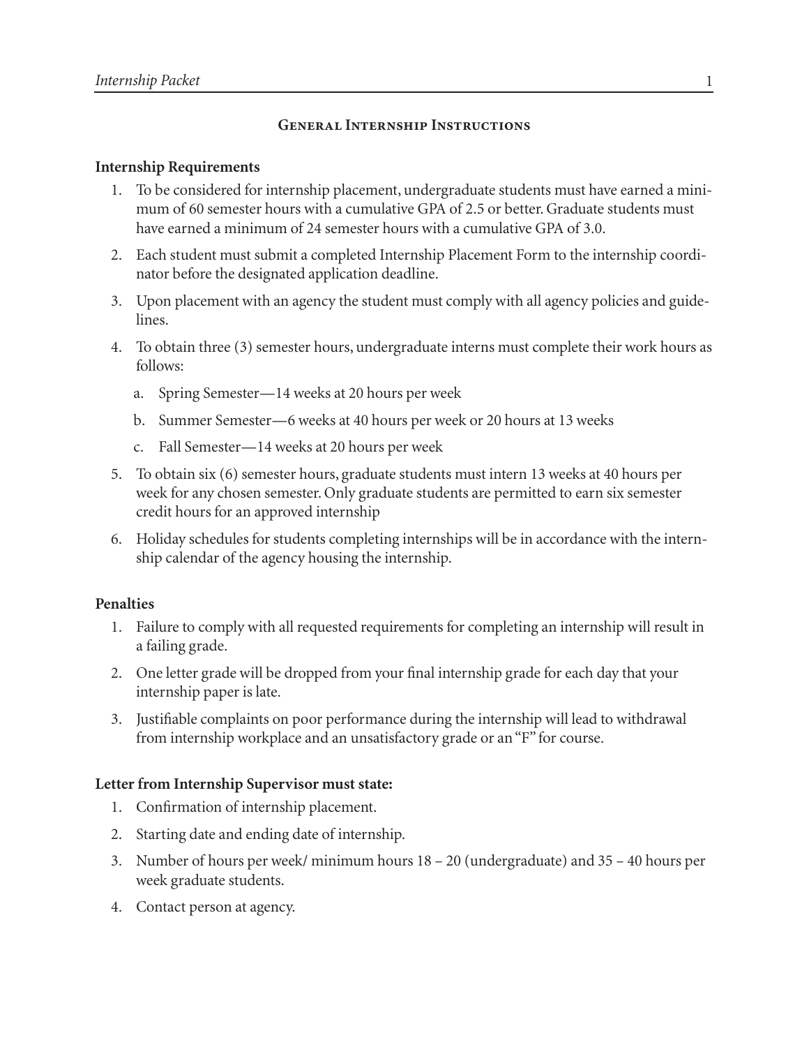## General Internship Instructions

**Internship Requirements**

1. To be considered for internship placement, undergraduate students must have earned a minimum of 60 semester hours with a cumulative GPA of 2.5 or better. Graduate students must have earned a minimum of 24 semester hours with a cumulative GPA of 3.0.
2. Each student must submit a completed Internship Placement Form to the internship coordinator before the designated application deadline.
3. Upon placement with an agency the student must comply with all agency policies and guidelines.
4. To obtain three (3) semester hours, undergraduate interns must complete their work hours as follows:
   a. Spring Semester—14 weeks at 20 hours per week
   b. Summer Semester—6 weeks at 40 hours per week or 20 hours at 13 weeks
   c. Fall Semester—14 weeks at 20 hours per week
5. To obtain six (6) semester hours, graduate students must intern 13 weeks at 40 hours per week for any chosen semester. Only graduate students are permitted to earn six semester credit hours for an approved internship
6. Holiday schedules for students completing internships will be in accordance with the internship calendar of the agency housing the internship.

**Penalties**

1. Failure to comply with all requested requirements for completing an internship will result in a failing grade.
2. One letter grade will be dropped from your final internship grade for each day that your internship paper is late.
3. Justifiable complaints on poor performance during the internship will lead to withdrawal from internship workplace and an unsatisfactory grade or an "F" for course.

**Letter from Internship Supervisor must state:**

1. Confirmation of internship placement.
2. Starting date and ending date of internship.
3. Number of hours per week/ minimum hours 18 – 20 (undergraduate) and 35 – 40 hours per week graduate students.
4. Contact person at agency.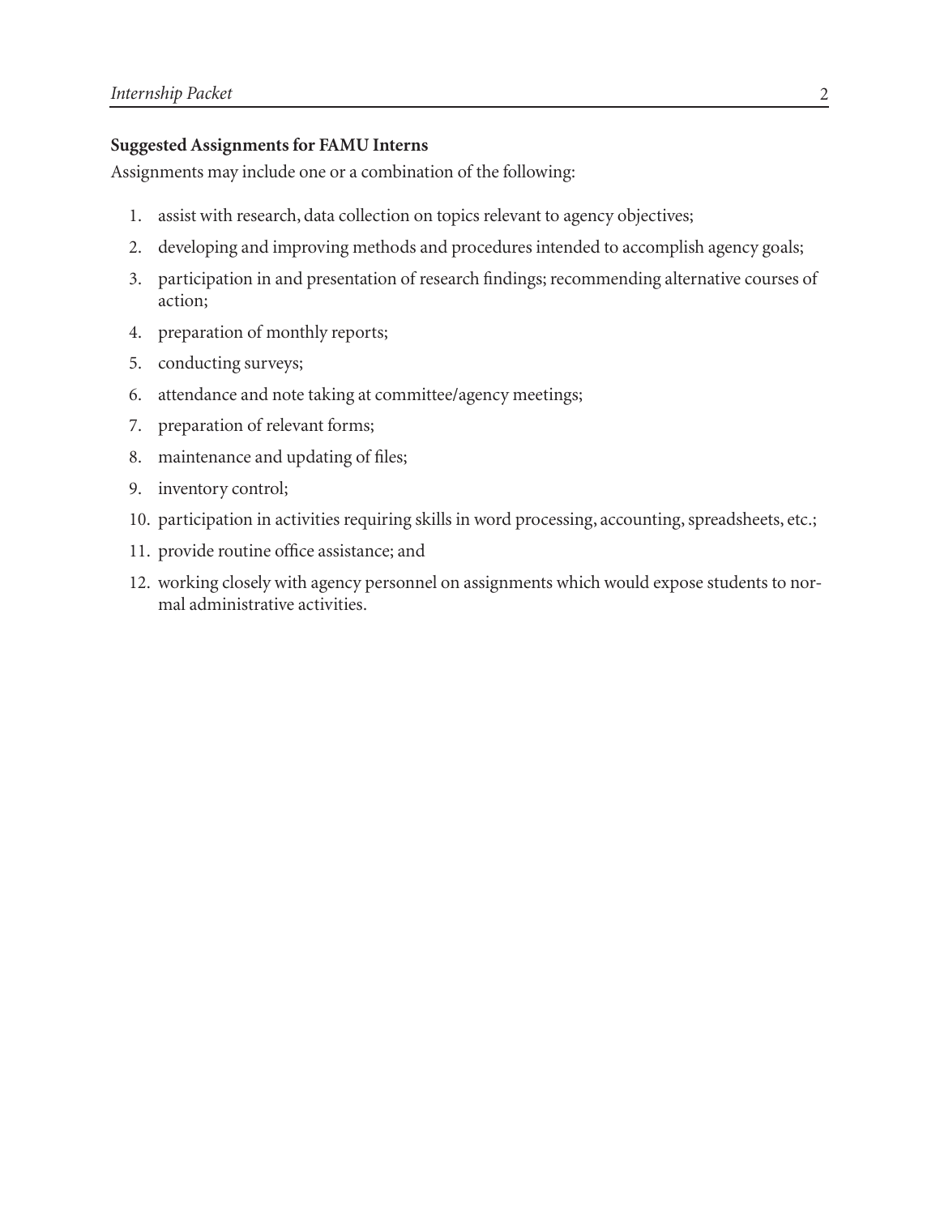**Suggested Assignments for FAMU Interns**

Assignments may include one or a combination of the following:

1. assist with research, data collection on topics relevant to agency objectives;
2. developing and improving methods and procedures intended to accomplish agency goals;
3. participation in and presentation of research findings; recommending alternative courses of action;
4. preparation of monthly reports;
5. conducting surveys;
6. attendance and note taking at committee/agency meetings;
7. preparation of relevant forms;
8. maintenance and updating of files;
9. inventory control;
10. participation in activities requiring skills in word processing, accounting, spreadsheets, etc.;
11. provide routine office assistance; and
12. working closely with agency personnel on assignments which would expose students to normal administrative activities.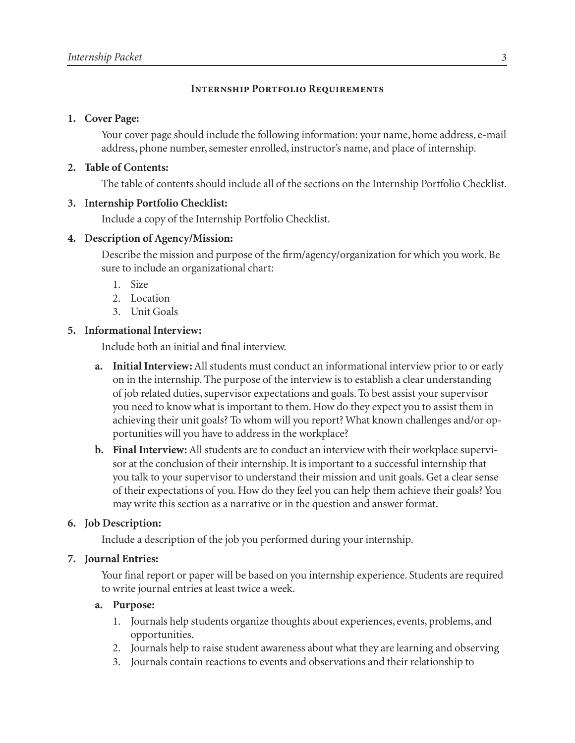## Internship Portfolio Requirements

**1. Cover Page:**

Your cover page should include the following information: your name, home address, e-mail address, phone number, semester enrolled, instructor's name, and place of internship.

**2. Table of Contents:**

The table of contents should include all of the sections on the Internship Portfolio Checklist.

**3. Internship Portfolio Checklist:**

Include a copy of the Internship Portfolio Checklist.

**4. Description of Agency/Mission:**

Describe the mission and purpose of the firm/agency/organization for which you work. Be sure to include an organizational chart:

1. Size
2. Location
3. Unit Goals

**5. Informational Interview:**

Include both an initial and final interview.

- **a. Initial Interview:** All students must conduct an informational interview prior to or early on in the internship. The purpose of the interview is to establish a clear understanding of job related duties, supervisor expectations and goals. To best assist your supervisor you need to know what is important to them. How do they expect you to assist them in achieving their unit goals? To whom will you report? What known challenges and/or opportunities will you have to address in the workplace?
- **b. Final Interview:** All students are to conduct an interview with their workplace supervisor at the conclusion of their internship. It is important to a successful internship that you talk to your supervisor to understand their mission and unit goals. Get a clear sense of their expectations of you. How do they feel you can help them achieve their goals? You may write this section as a narrative or in the question and answer format.

**6. Job Description:**

Include a description of the job you performed during your internship.

**7. Journal Entries:**

Your final report or paper will be based on you internship experience. Students are required to write journal entries at least twice a week.

**a. Purpose:**

1. Journals help students organize thoughts about experiences, events, problems, and opportunities.
2. Journals help to raise student awareness about what they are learning and observing
3. Journals contain reactions to events and observations and their relationship to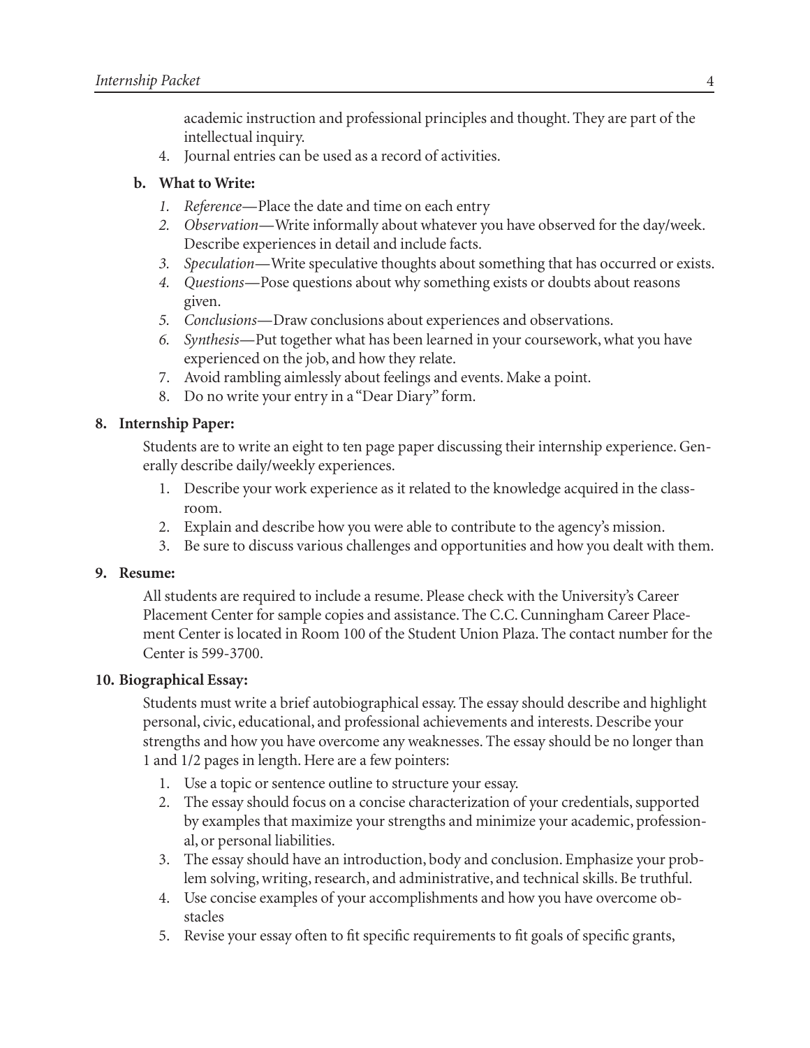academic instruction and professional principles and thought. They are part of the intellectual inquiry.

4. Journal entries can be used as a record of activities.

**b. What to Write:**

1. *Reference*—Place the date and time on each entry
2. *Observation*—Write informally about whatever you have observed for the day/week. Describe experiences in detail and include facts.
3. *Speculation*—Write speculative thoughts about something that has occurred or exists.
4. *Questions*—Pose questions about why something exists or doubts about reasons given.
5. *Conclusions*—Draw conclusions about experiences and observations.
6. *Synthesis*—Put together what has been learned in your coursework, what you have experienced on the job, and how they relate.
7. Avoid rambling aimlessly about feelings and events. Make a point.
8. Do no write your entry in a "Dear Diary" form.

**8. Internship Paper:**

Students are to write an eight to ten page paper discussing their internship experience. Generally describe daily/weekly experiences.

1. Describe your work experience as it related to the knowledge acquired in the classroom.
2. Explain and describe how you were able to contribute to the agency's mission.
3. Be sure to discuss various challenges and opportunities and how you dealt with them.

**9. Resume:**

All students are required to include a resume. Please check with the University's Career Placement Center for sample copies and assistance. The C.C. Cunningham Career Placement Center is located in Room 100 of the Student Union Plaza. The contact number for the Center is 599-3700.

**10. Biographical Essay:**

Students must write a brief autobiographical essay. The essay should describe and highlight personal, civic, educational, and professional achievements and interests. Describe your strengths and how you have overcome any weaknesses. The essay should be no longer than 1 and 1/2 pages in length. Here are a few pointers:

1. Use a topic or sentence outline to structure your essay.
2. The essay should focus on a concise characterization of your credentials, supported by examples that maximize your strengths and minimize your academic, professional, or personal liabilities.
3. The essay should have an introduction, body and conclusion. Emphasize your problem solving, writing, research, and administrative, and technical skills. Be truthful.
4. Use concise examples of your accomplishments and how you have overcome obstacles
5. Revise your essay often to fit specific requirements to fit goals of specific grants,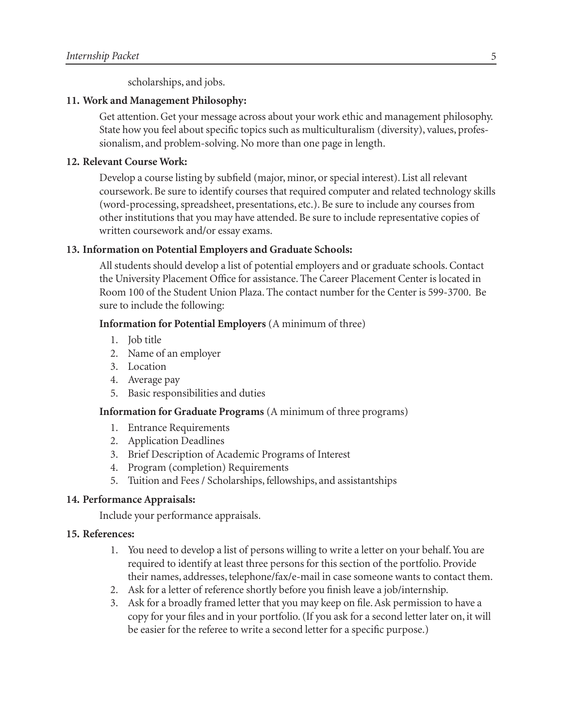scholarships, and jobs.

**11. Work and Management Philosophy:**

Get attention. Get your message across about your work ethic and management philosophy. State how you feel about specific topics such as multiculturalism (diversity), values, professionalism, and problem-solving. No more than one page in length.

**12. Relevant Course Work:**

Develop a course listing by subfield (major, minor, or special interest). List all relevant coursework. Be sure to identify courses that required computer and related technology skills (word-processing, spreadsheet, presentations, etc.). Be sure to include any courses from other institutions that you may have attended. Be sure to include representative copies of written coursework and/or essay exams.

**13. Information on Potential Employers and Graduate Schools:**

All students should develop a list of potential employers and or graduate schools. Contact the University Placement Office for assistance. The Career Placement Center is located in Room 100 of the Student Union Plaza. The contact number for the Center is 599-3700. Be sure to include the following:

**Information for Potential Employers** (A minimum of three)

1. Job title
2. Name of an employer
3. Location
4. Average pay
5. Basic responsibilities and duties

**Information for Graduate Programs** (A minimum of three programs)

1. Entrance Requirements
2. Application Deadlines
3. Brief Description of Academic Programs of Interest
4. Program (completion) Requirements
5. Tuition and Fees / Scholarships, fellowships, and assistantships

**14. Performance Appraisals:**

Include your performance appraisals.

**15. References:**

1. You need to develop a list of persons willing to write a letter on your behalf. You are required to identify at least three persons for this section of the portfolio. Provide their names, addresses, telephone/fax/e-mail in case someone wants to contact them.
2. Ask for a letter of reference shortly before you finish leave a job/internship.
3. Ask for a broadly framed letter that you may keep on file. Ask permission to have a copy for your files and in your portfolio. (If you ask for a second letter later on, it will be easier for the referee to write a second letter for a specific purpose.)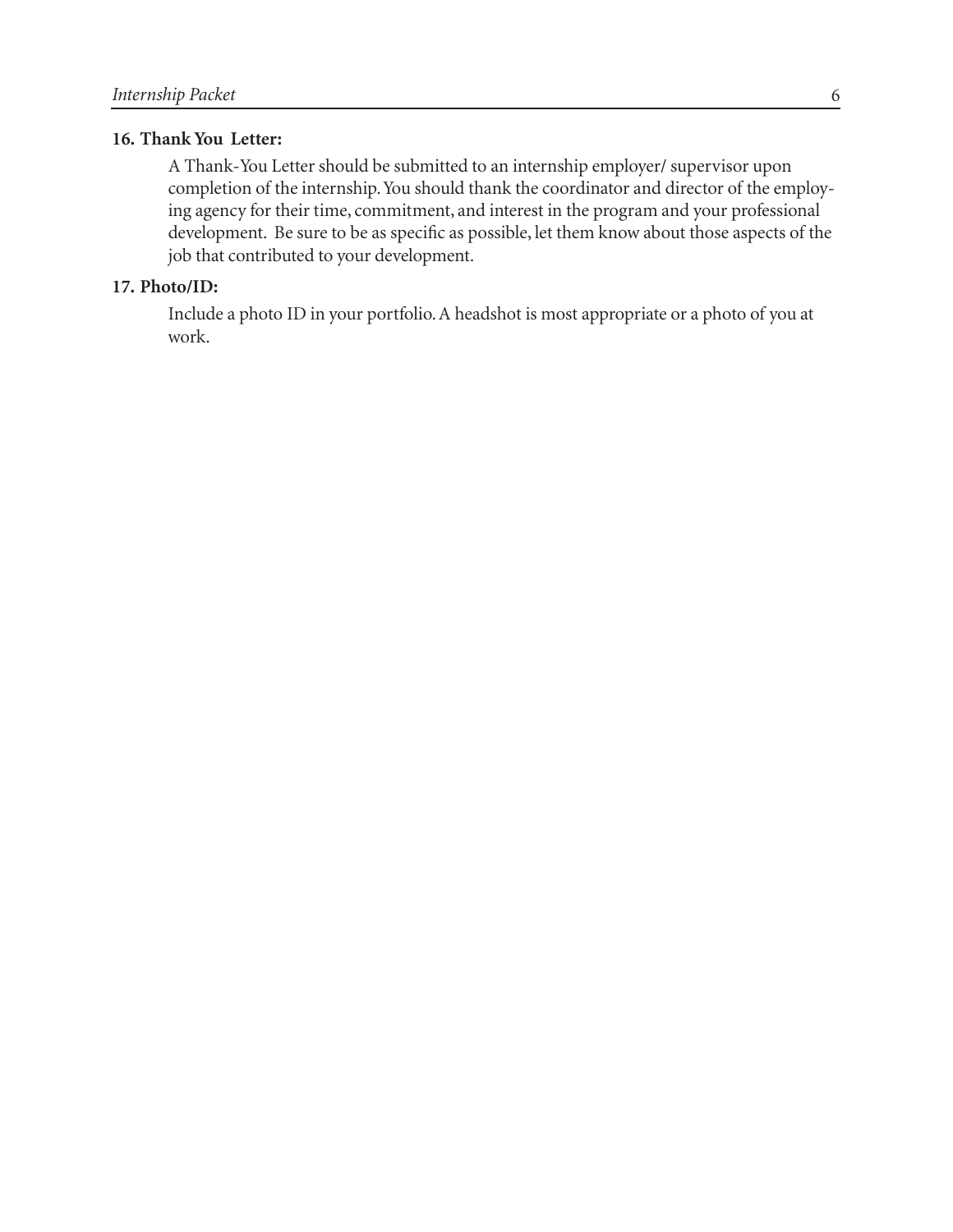**16. Thank You  Letter:**

A Thank-You Letter should be submitted to an internship employer/ supervisor upon completion of the internship. You should thank the coordinator and director of the employing agency for their time, commitment, and interest in the program and your professional development.  Be sure to be as specific as possible, let them know about those aspects of the job that contributed to your development.

**17. Photo/ID:**

Include a photo ID in your portfolio. A headshot is most appropriate or a photo of you at work.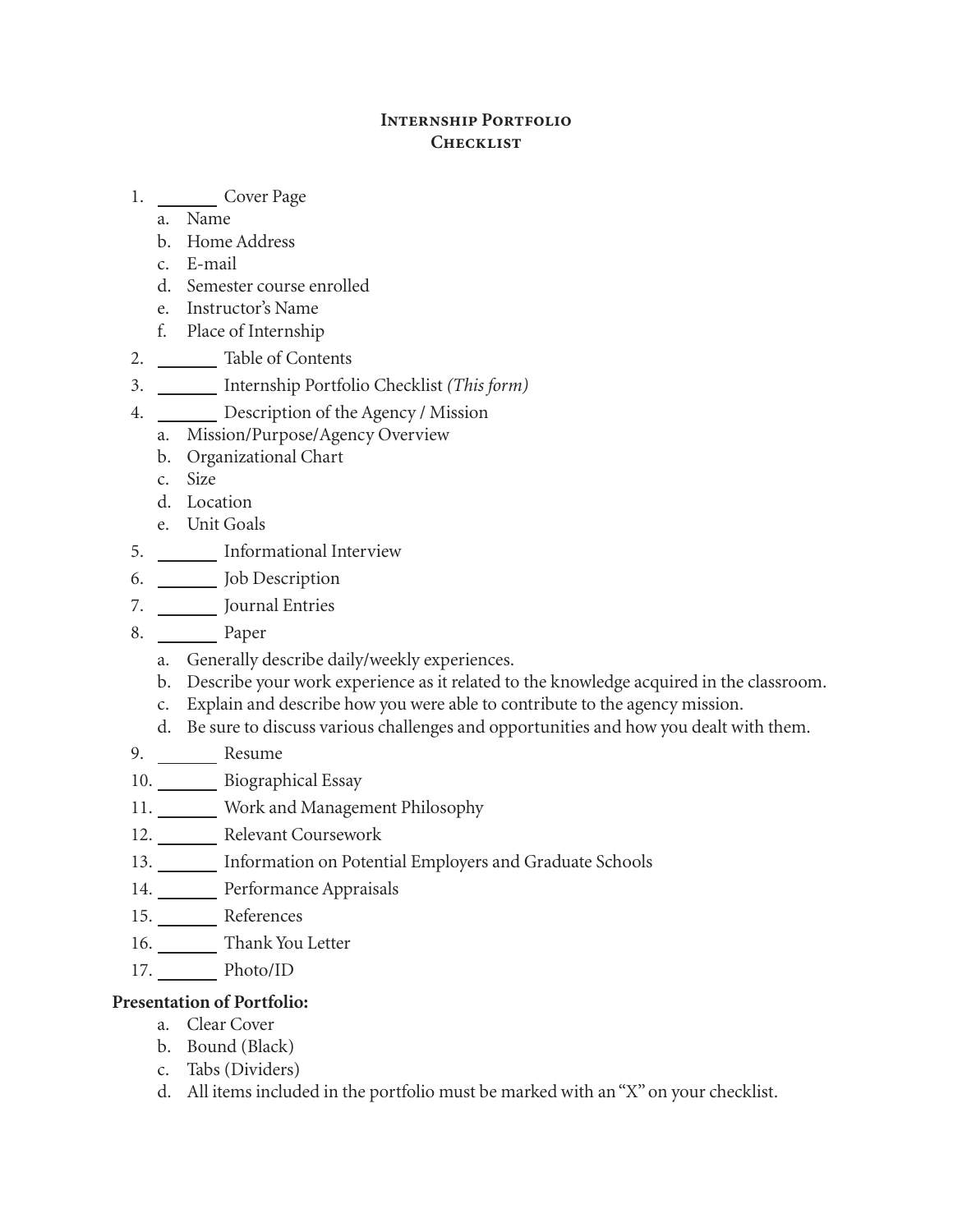# Internship Portfolio Checklist

1. ______ Cover Page
   a. Name
   b. Home Address
   c. E-mail
   d. Semester course enrolled
   e. Instructor's Name
   f. Place of Internship
2. ______ Table of Contents
3. ______ Internship Portfolio Checklist *(This form)*
4. ______ Description of the Agency / Mission
   a. Mission/Purpose/Agency Overview
   b. Organizational Chart
   c. Size
   d. Location
   e. Unit Goals
5. ______ Informational Interview
6. ______ Job Description
7. ______ Journal Entries
8. ______ Paper
   a. Generally describe daily/weekly experiences.
   b. Describe your work experience as it related to the knowledge acquired in the classroom.
   c. Explain and describe how you were able to contribute to the agency mission.
   d. Be sure to discuss various challenges and opportunities and how you dealt with them.
9. ______ Resume
10. ______ Biographical Essay
11. ______ Work and Management Philosophy
12. ______ Relevant Coursework
13. ______ Information on Potential Employers and Graduate Schools
14. ______ Performance Appraisals
15. ______ References
16. ______ Thank You Letter
17. ______ Photo/ID

**Presentation of Portfolio:**

a. Clear Cover
b. Bound (Black)
c. Tabs (Dividers)
d. All items included in the portfolio must be marked with an "X" on your checklist.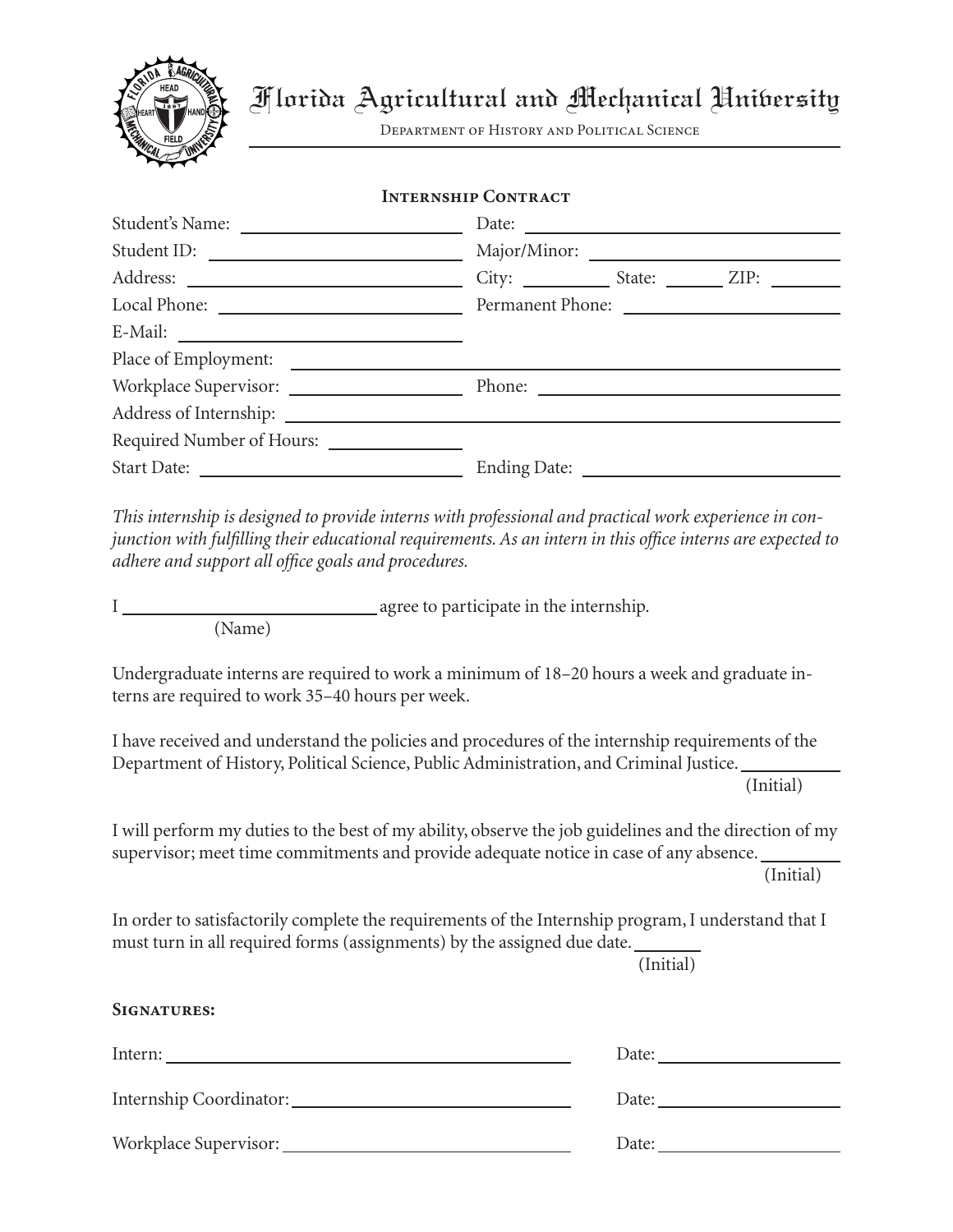# Florida Agricultural and Mechanical University

Department of History and Political Science

## Internship Contract

Student's Name: ____________________ Date: ____________________

Student ID: ____________________ Major/Minor: ____________________

Address: ____________________ City: __________ State: _______ ZIP: ________

Local Phone: ____________________ Permanent Phone: ____________________

E-Mail: ____________________

Place of Employment: ________________________________________

Workplace Supervisor: ____________________ Phone: ____________________

Address of Internship: ________________________________________

Required Number of Hours: ______________

Start Date: ____________________ Ending Date: ____________________

*This internship is designed to provide interns with professional and practical work experience in conjunction with fulfilling their educational requirements. As an intern in this office interns are expected to adhere and support all office goals and procedures.*

I ____________________________ agree to participate in the internship.
(Name)

Undergraduate interns are required to work a minimum of 18–20 hours a week and graduate interns are required to work 35–40 hours per week.

I have received and understand the policies and procedures of the internship requirements of the Department of History, Political Science, Public Administration, and Criminal Justice. ___________
(Initial)

I will perform my duties to the best of my ability, observe the job guidelines and the direction of my supervisor; meet time commitments and provide adequate notice in case of any absence. _________
(Initial)

In order to satisfactorily complete the requirements of the Internship program, I understand that I must turn in all required forms (assignments) by the assigned due date. _______
(Initial)

**Signatures:**

Intern: ________________________________________ Date: ____________________

Internship Coordinator: ________________________________ Date: ____________________

Workplace Supervisor: ________________________________ Date: ____________________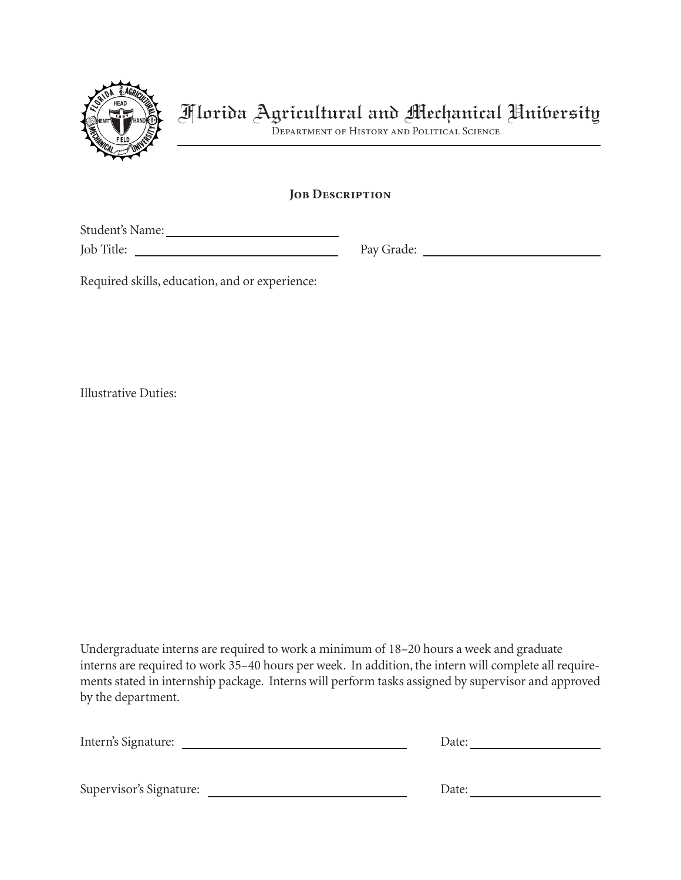# Florida Agricultural and Mechanical University

Department of History and Political Science

## Job Description

Student's Name: ______________________

Job Title: ______________________ Pay Grade: ______________________

Required skills, education, and or experience:

Illustrative Duties:

Undergraduate interns are required to work a minimum of 18–20 hours a week and graduate interns are required to work 35–40 hours per week. In addition, the intern will complete all requirements stated in internship package. Interns will perform tasks assigned by supervisor and approved by the department.

Intern's Signature: ______________________ Date: ______________

Supervisor's Signature: ______________________ Date: ______________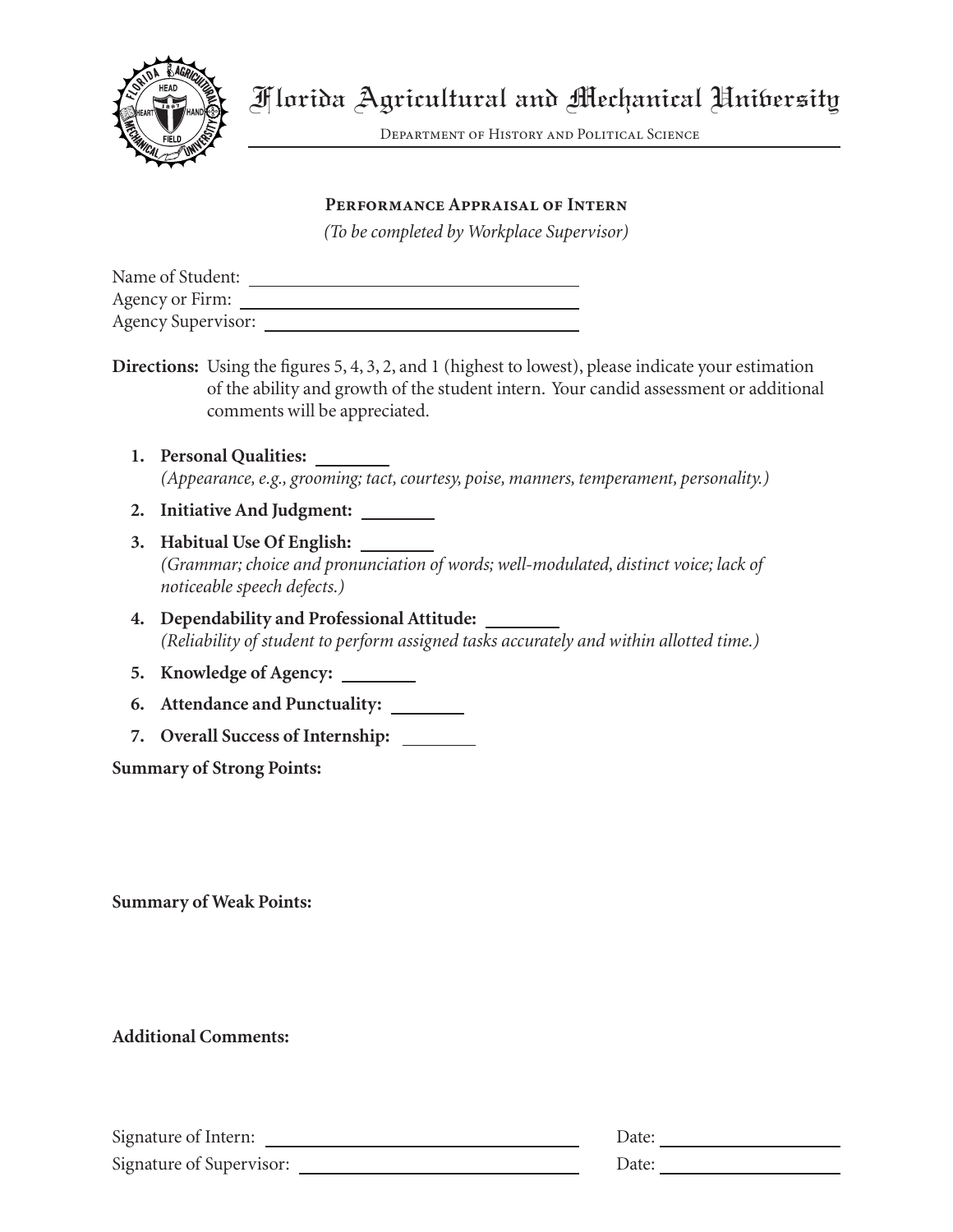# Florida Agricultural and Mechanical University

Department of History and Political Science

## Performance Appraisal of Intern

*(To be completed by Workplace Supervisor)*

Name of Student: \_\_\_\_\_\_\_\_\_\_\_\_\_\_\_\_\_\_\_\_\_\_\_\_\_\_\_\_\_\_
Agency or Firm: \_\_\_\_\_\_\_\_\_\_\_\_\_\_\_\_\_\_\_\_\_\_\_\_\_\_\_\_\_\_
Agency Supervisor: \_\_\_\_\_\_\_\_\_\_\_\_\_\_\_\_\_\_\_\_\_\_\_\_\_\_\_\_\_\_

**Directions:** Using the figures 5, 4, 3, 2, and 1 (highest to lowest), please indicate your estimation of the ability and growth of the student intern. Your candid assessment or additional comments will be appreciated.

1. **Personal Qualities:** \_\_\_\_\_\_\_\_
   *(Appearance, e.g., grooming; tact, courtesy, poise, manners, temperament, personality.)*
2. **Initiative And Judgment:** \_\_\_\_\_\_\_\_
3. **Habitual Use Of English:** \_\_\_\_\_\_\_\_
   *(Grammar; choice and pronunciation of words; well-modulated, distinct voice; lack of noticeable speech defects.)*
4. **Dependability and Professional Attitude:** \_\_\_\_\_\_\_\_
   *(Reliability of student to perform assigned tasks accurately and within allotted time.)*
5. **Knowledge of Agency:** \_\_\_\_\_\_\_\_
6. **Attendance and Punctuality:** \_\_\_\_\_\_\_\_
7. **Overall Success of Internship:** \_\_\_\_\_\_\_\_

**Summary of Strong Points:**

**Summary of Weak Points:**

**Additional Comments:**

Signature of Intern: \_\_\_\_\_\_\_\_\_\_\_\_\_\_\_\_\_\_\_\_\_\_\_\_\_\_\_\_\_\_ Date: \_\_\_\_\_\_\_\_\_\_\_\_\_\_\_\_
Signature of Supervisor: \_\_\_\_\_\_\_\_\_\_\_\_\_\_\_\_\_\_\_\_\_\_\_\_\_\_\_\_\_\_ Date: \_\_\_\_\_\_\_\_\_\_\_\_\_\_\_\_